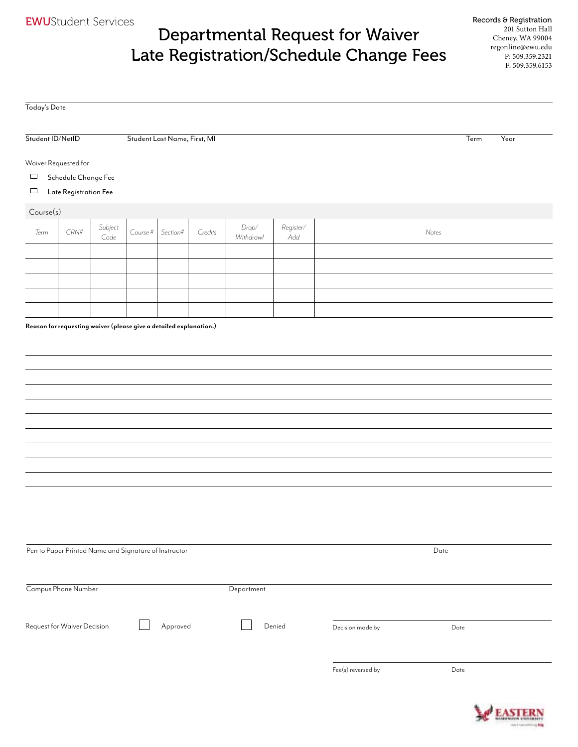EWU Student Services

# Departmental Request for Waiver Late Registration/Schedule Change Fees

Records & Registration
201 Sutton Hall
Cheney, WA 99004
regonline@ewu.edu
P: 509.359.2321
F: 509.359.6153

Today's Date

Student ID/NetID | Student Last Name, First, MI | Term | Year

Waiver Requested for

- ☐ Schedule Change Fee
- ☐ Late Registration Fee

Course(s)

| Term | CRN# | Subject Code | Course # | Section# | Credits | Drop/ Withdrawl | Register/ Add | Notes |
|---|---|---|---|---|---|---|---|---|
| | | | | | | | | |
| | | | | | | | | |
| | | | | | | | | |
| | | | | | | | | |
| | | | | | | | | |

**Reason for requesting waiver (please give a detailed explanation.)**

Pen to Paper Printed Name and Signature of Instructor | Date

Campus Phone Number | Department

Request for Waiver Decision ☐ Approved ☐ Denied

Decision made by | Date

Fee(s) reversed by | Date

EASTERN WASHINGTON UNIVERSITY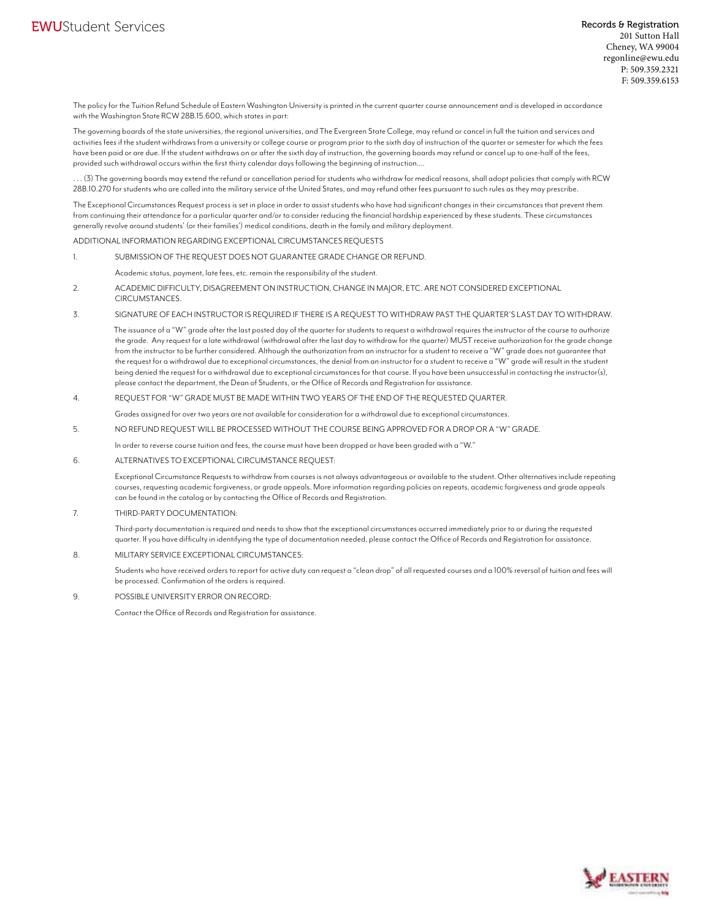**EWU**Student Services

Records & Registration
201 Sutton Hall
Cheney, WA 99004
regonline@ewu.edu
P: 509.359.2321
F: 509.359.6153

The policy for the Tuition Refund Schedule of Eastern Washington University is printed in the current quarter course announcement and is developed in accordance with the Washington State RCW 28B.15.600, which states in part:

The governing boards of the state universities, the regional universities, and The Evergreen State College, may refund or cancel in full the tuition and services and activities fees if the student withdraws from a university or college course or program prior to the sixth day of instruction of the quarter or semester for which the fees have been paid or are due. If the student withdraws on or after the sixth day of instruction, the governing boards may refund or cancel up to one-half of the fees, provided such withdrawal occurs within the first thirty calendar days following the beginning of instruction....

. . . (3) The governing boards may extend the refund or cancellation period for students who withdraw for medical reasons, shall adopt policies that comply with RCW 28B.10.270 for students who are called into the military service of the United States, and may refund other fees pursuant to such rules as they may prescribe.

The Exceptional Circumstances Request process is set in place in order to assist students who have had significant changes in their circumstances that prevent them from continuing their attendance for a particular quarter and/or to consider reducing the financial hardship experienced by these students. These circumstances generally revolve around students' (or their families') medical conditions, death in the family and military deployment.

ADDITIONAL INFORMATION REGARDING EXCEPTIONAL CIRCUMSTANCES REQUESTS

1. SUBMISSION OF THE REQUEST DOES NOT GUARANTEE GRADE CHANGE OR REFUND.

   Academic status, payment, late fees, etc. remain the responsibility of the student.

2. ACADEMIC DIFFICULTY, DISAGREEMENT ON INSTRUCTION, CHANGE IN MAJOR, ETC. ARE NOT CONSIDERED EXCEPTIONAL CIRCUMSTANCES.

3. SIGNATURE OF EACH INSTRUCTOR IS REQUIRED IF THERE IS A REQUEST TO WITHDRAW PAST THE QUARTER'S LAST DAY TO WITHDRAW.

   The issuance of a "W" grade after the last posted day of the quarter for students to request a withdrawal requires the instructor of the course to authorize the grade. Any request for a late withdrawal (withdrawal after the last day to withdraw for the quarter) MUST receive authorization for the grade change from the instructor to be further considered. Although the authorization from an instructor for a student to receive a "W" grade does not guarantee that the request for a withdrawal due to exceptional circumstances, the denial from an instructor for a student to receive a "W" grade will result in the student being denied the request for a withdrawal due to exceptional circumstances for that course. If you have been unsuccessful in contacting the instructor(s), please contact the department, the Dean of Students, or the Office of Records and Registration for assistance.

4. REQUEST FOR "W" GRADE MUST BE MADE WITHIN TWO YEARS OF THE END OF THE REQUESTED QUARTER.

   Grades assigned for over two years are not available for consideration for a withdrawal due to exceptional circumstances.

5. NO REFUND REQUEST WILL BE PROCESSED WITHOUT THE COURSE BEING APPROVED FOR A DROP OR A "W" GRADE.

   In order to reverse course tuition and fees, the course must have been dropped or have been graded with a "W."

6. ALTERNATIVES TO EXCEPTIONAL CIRCUMSTANCE REQUEST:

   Exceptional Circumstance Requests to withdraw from courses is not always advantageous or available to the student. Other alternatives include repeating courses, requesting academic forgiveness, or grade appeals. More information regarding policies on repeats, academic forgiveness and grade appeals can be found in the catalog or by contacting the Office of Records and Registration.

7. THIRD-PARTY DOCUMENTATION:

   Third-party documentation is required and needs to show that the exceptional circumstances occurred immediately prior to or during the requested quarter. If you have difficulty in identifying the type of documentation needed, please contact the Office of Records and Registration for assistance.

8. MILITARY SERVICE EXCEPTIONAL CIRCUMSTANCES:

   Students who have received orders to report for active duty can request a "clean drop" of all requested courses and a 100% reversal of tuition and fees will be processed. Confirmation of the orders is required.

9. POSSIBLE UNIVERSITY ERROR ON RECORD:

   Contact the Office of Records and Registration for assistance.